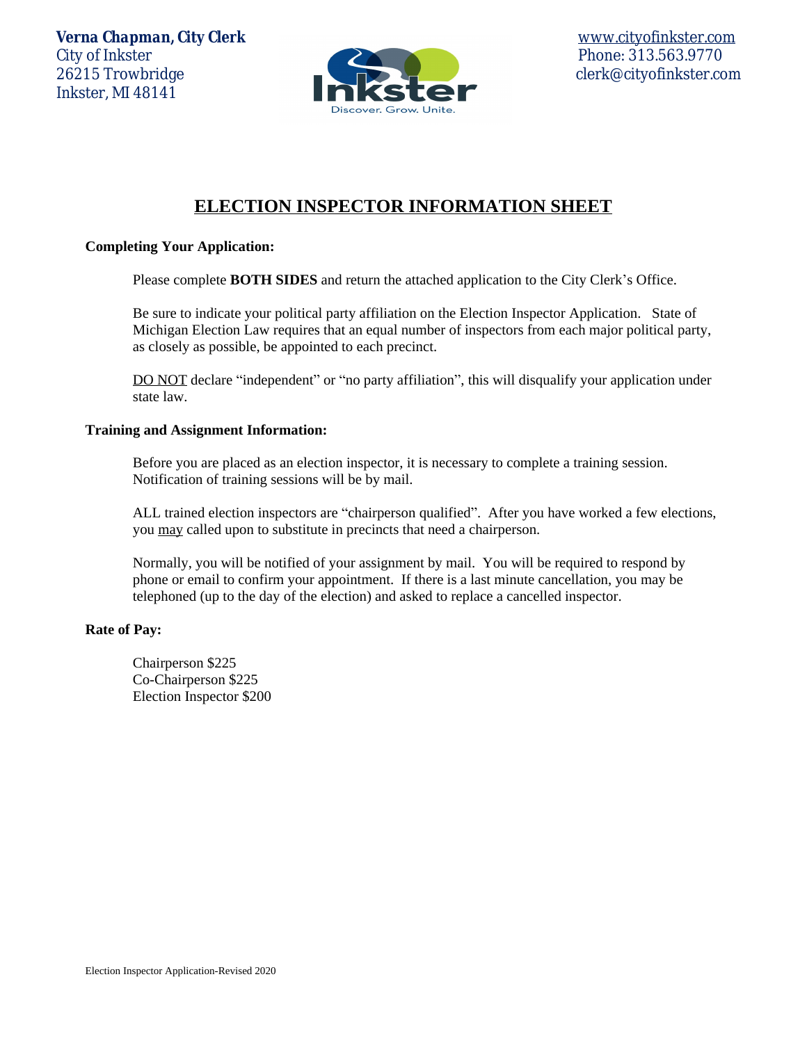**Verna Chapman, City Clerk**
City of Inkster
26215 Trowbridge
Inkster, MI 48141

www.cityofinkster.com
Phone: 313.563.9770
clerk@cityofinkster.com

Inkster
Discover. Grow. Unite.

# ELECTION INSPECTOR INFORMATION SHEET

**Completing Your Application:**

Please complete **BOTH SIDES** and return the attached application to the City Clerk's Office.

Be sure to indicate your political party affiliation on the Election Inspector Application. State of Michigan Election Law requires that an equal number of inspectors from each major political party, as closely as possible, be appointed to each precinct.

DO NOT declare "independent" or "no party affiliation", this will disqualify your application under state law.

**Training and Assignment Information:**

Before you are placed as an election inspector, it is necessary to complete a training session. Notification of training sessions will be by mail.

ALL trained election inspectors are "chairperson qualified". After you have worked a few elections, you may called upon to substitute in precincts that need a chairperson.

Normally, you will be notified of your assignment by mail. You will be required to respond by phone or email to confirm your appointment. If there is a last minute cancellation, you may be telephoned (up to the day of the election) and asked to replace a cancelled inspector.

**Rate of Pay:**

Chairperson $225
Co-Chairperson $225
Election Inspector $200

Election Inspector Application-Revised 2020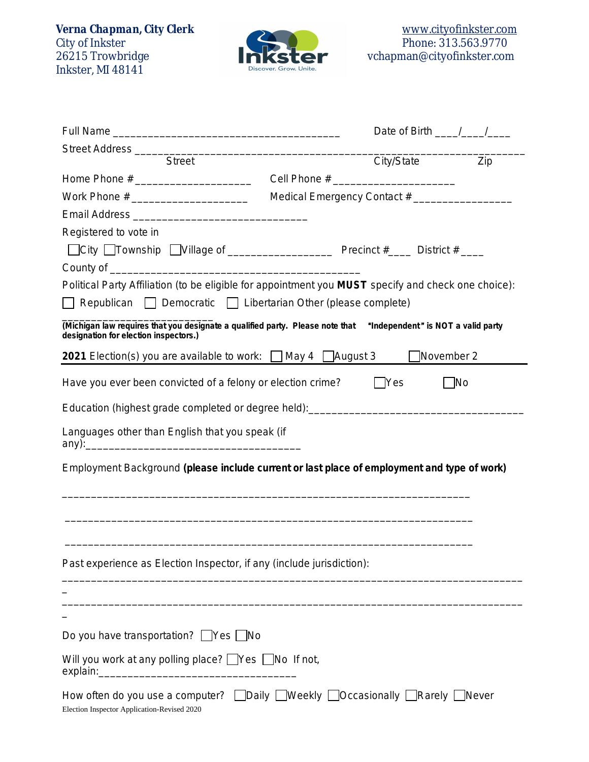**Verna Chapman, City Clerk**
City of Inkster
26215 Trowbridge
Inkster, MI 48141

www.cityofinkster.com
Phone: 313.563.9770
vchapman@cityofinkster.com

Full Name _____________________________________ Date of Birth ____/____/____

Street Address ________________________________________________________________
Street City/State Zip

Home Phone # ___________________ Cell Phone # ____________________

Work Phone # ___________________ Medical Emergency Contact # ________________

Email Address ____________________________

Registered to vote in

☐ City ☐ Township ☐ Village of ________________ Precinct #____ District # ____

County of _________________________________________

Political Party Affiliation (to be eligible for appointment you **MUST** specify and check one choice):

☐ Republican ☐ Democratic ☐ Libertarian Other (please complete) ________________________

**(Michigan law requires that you designate a qualified party. Please note that "Independent" is NOT a valid party designation for election inspectors.)**

**2021** Election(s) you are available to work: ☐ May 4 ☐ August 3 ☐ November 2

Have you ever been convicted of a felony or election crime? ☐ Yes ☐ No

Education (highest grade completed or degree held):___________________________________

Languages other than English that you speak (if any):___________________________________

Employment Background **(please include current or last place of employment and type of work)**

_____________________________________________________________________

_____________________________________________________________________

_____________________________________________________________________

Past experience as Election Inspector, if any (include jurisdiction):

_____________________________________________________________________

_____________________________________________________________________

Do you have transportation? ☐ Yes ☐ No

Will you work at any polling place? ☐ Yes ☐ No If not, explain:________________________________

How often do you use a computer? ☐ Daily ☐ Weekly ☐ Occasionally ☐ Rarely ☐ Never

Election Inspector Application-Revised 2020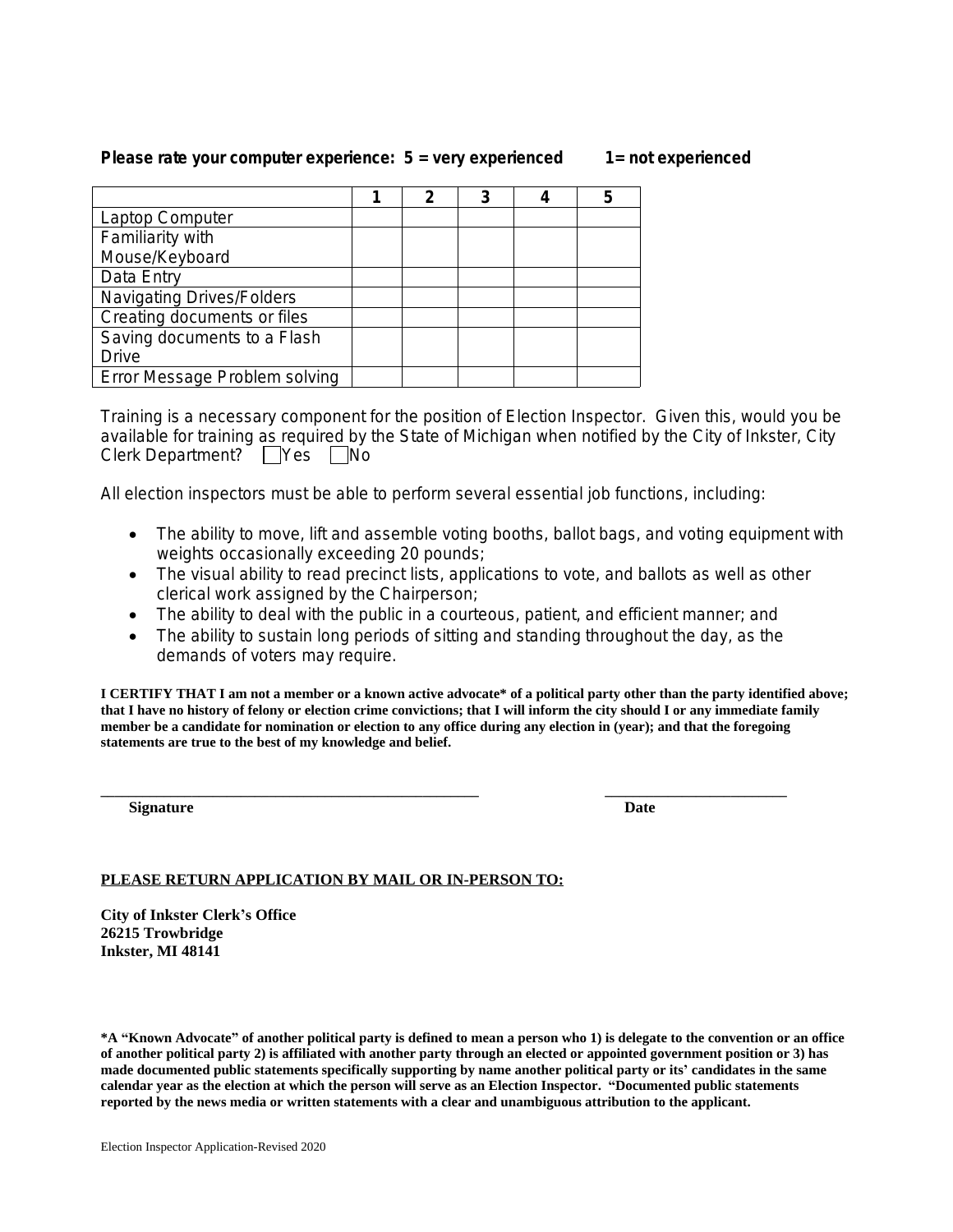**Please rate your computer experience: 5 = very experienced 1= not experienced**

| | 1 | 2 | 3 | 4 | 5 |
|---|---|---|---|---|---|
| Laptop Computer | | | | | |
| Familiarity with Mouse/Keyboard | | | | | |
| Data Entry | | | | | |
| Navigating Drives/Folders | | | | | |
| Creating documents or files | | | | | |
| Saving documents to a Flash Drive | | | | | |
| Error Message Problem solving | | | | | |

Training is a necessary component for the position of Election Inspector. Given this, would you be available for training as required by the State of Michigan when notified by the City of Inkster, City Clerk Department? ☐ Yes ☐ No

All election inspectors must be able to perform several essential job functions, including:

- The ability to move, lift and assemble voting booths, ballot bags, and voting equipment with weights occasionally exceeding 20 pounds;
- The visual ability to read precinct lists, applications to vote, and ballots as well as other clerical work assigned by the Chairperson;
- The ability to deal with the public in a courteous, patient, and efficient manner; and
- The ability to sustain long periods of sitting and standing throughout the day, as the demands of voters may require.

**I CERTIFY THAT I am not a member or a known active advocate* of a political party other than the party identified above; that I have no history of felony or election crime convictions; that I will inform the city should I or any immediate family member be a candidate for nomination or election to any office during any election in (year); and that the foregoing statements are true to the best of my knowledge and belief.**

\_\_\_\_\_\_\_\_\_\_\_\_\_\_\_\_\_\_\_\_\_\_\_\_\_\_\_\_\_\_\_\_\_\_\_\_\_\_\_\_ \_\_\_\_\_\_\_\_\_\_\_\_\_\_\_\_\_\_\_\_\_\_

**Signature** **Date**

**PLEASE RETURN APPLICATION BY MAIL OR IN-PERSON TO:**

**City of Inkster Clerk's Office**
**26215 Trowbridge**
**Inkster, MI 48141**

**\*A "Known Advocate" of another political party is defined to mean a person who 1) is delegate to the convention or an office of another political party 2) is affiliated with another party through an elected or appointed government position or 3) has made documented public statements specifically supporting by name another political party or its' candidates in the same calendar year as the election at which the person will serve as an Election Inspector. "Documented public statements reported by the news media or written statements with a clear and unambiguous attribution to the applicant.**

Election Inspector Application-Revised 2020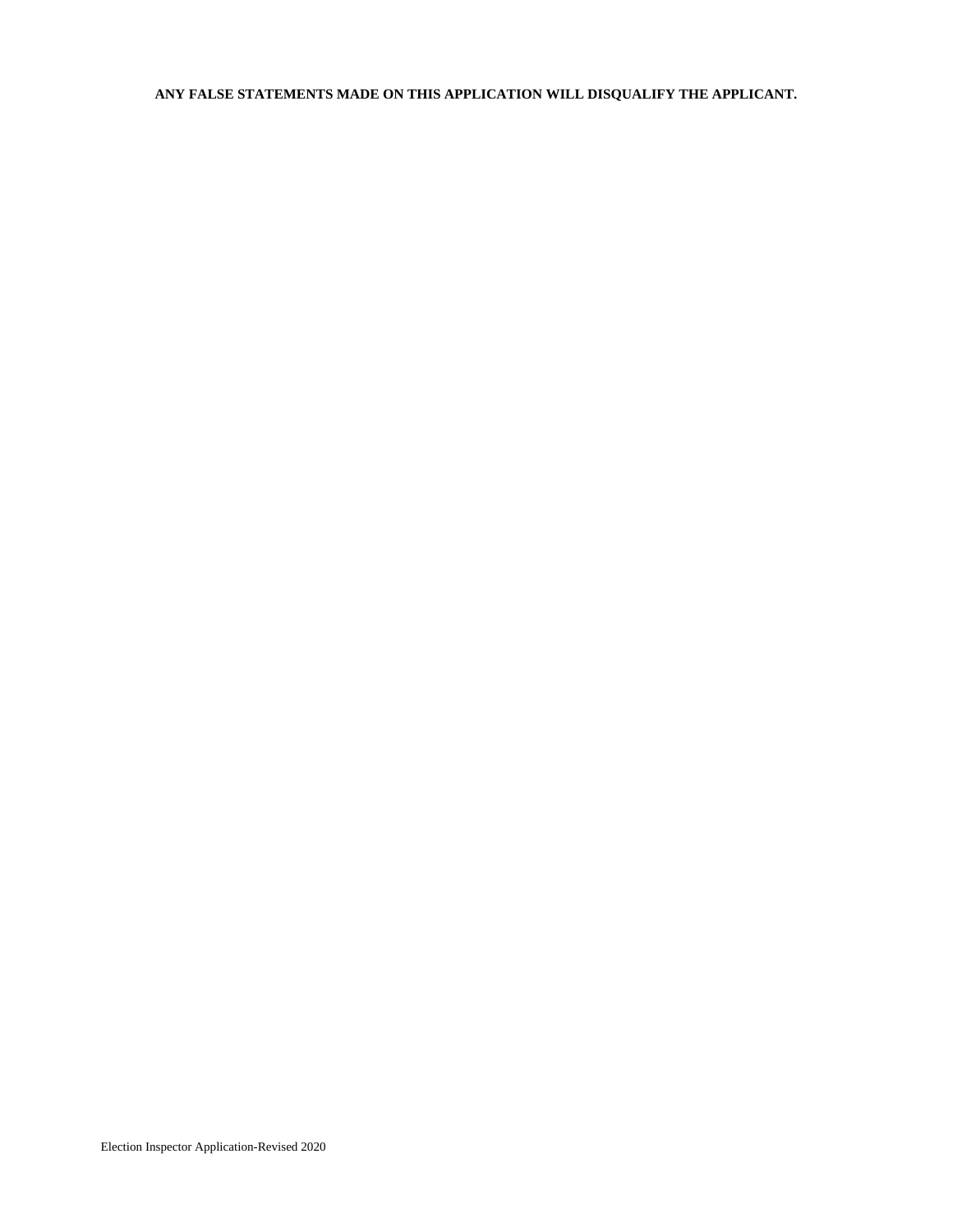**ANY FALSE STATEMENTS MADE ON THIS APPLICATION WILL DISQUALIFY THE APPLICANT.**